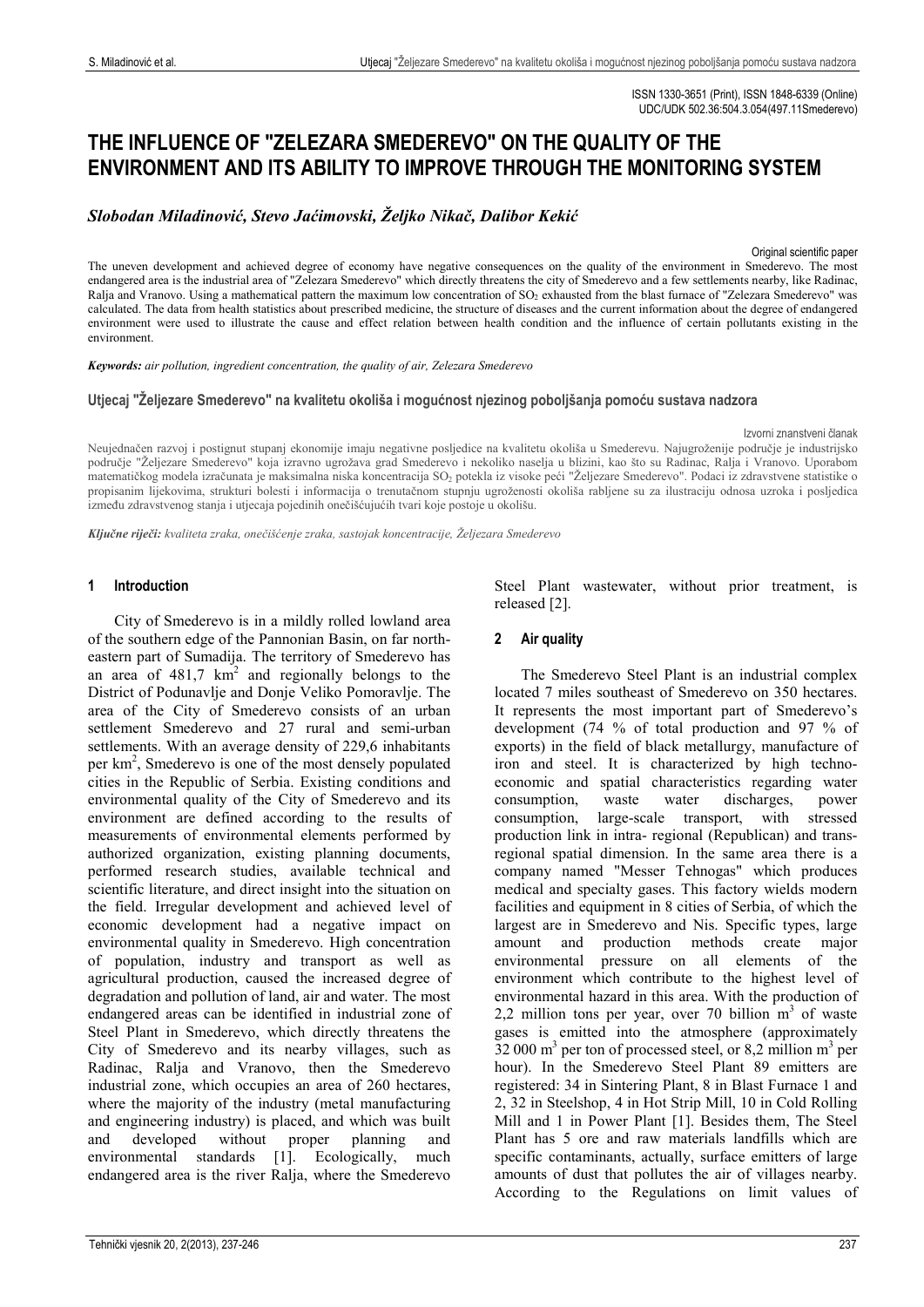ISSN 1330-3651 (Print), ISSN 1848-6339 (Online)
UDC/UDK 502.36:504.3.054(497.11Smederevo)

# THE INFLUENCE OF "ZELEZARA SMEDEREVO" ON THE QUALITY OF THE ENVIRONMENT AND ITS ABILITY TO IMPROVE THROUGH THE MONITORING SYSTEM

***Slobodan Miladinović, Stevo Jaćimovski, Željko Nikač, Dalibor Kekić***

Original scientific paper

The uneven development and achieved degree of economy have negative consequences on the quality of the environment in Smederevo. The most endangered area is the industrial area of "Zelezara Smederevo" which directly threatens the city of Smederevo and a few settlements nearby, like Radinac, Ralja and Vranovo. Using a mathematical pattern the maximum low concentration of $SO_2$ exhausted from the blast furnace of "Zelezara Smederevo" was calculated. The data from health statistics about prescribed medicine, the structure of diseases and the current information about the degree of endangered environment were used to illustrate the cause and effect relation between health condition and the influence of certain pollutants existing in the environment.

***Keywords:*** *air pollution, ingredient concentration, the quality of air, Zelezara Smederevo*

## Utjecaj "Željezare Smederevo" na kvalitetu okoliša i mogućnost njezinog poboljšanja pomoću sustava nadzora

Izvorni znanstveni članak

Neujednačen razvoj i postignut stupanj ekonomije imaju negativne posljedice na kvalitetu okoliša u Smederevu. Najugroženije područje je industrijsko područje "Željezare Smederevo" koja izravno ugrožava grad Smederevo i nekoliko naselja u blizini, kao što su Radinac, Ralja i Vranovo. Uporabom matematičkog modela izračunata je maksimalna niska koncentracija $SO_2$ potekla iz visoke peći "Željezare Smederevo". Podaci iz zdravstvene statistike o propisanim lijekovima, strukturi bolesti i informacija o trenutačnom stupnju ugroženosti okoliša rabljene su za ilustraciju odnosa uzroka i posljedica između zdravstvenog stanja i utjecaja pojedinih onečišćujućih tvari koje postoje u okolišu.

***Ključne riječi:*** *kvaliteta zraka, onečišćenje zraka, sastojak koncentracije, Željezara Smederevo*

## 1 Introduction

City of Smederevo is in a mildly rolled lowland area of the southern edge of the Pannonian Basin, on far north-eastern part of Sumadija. The territory of Smederevo has an area of 481,7 km$^2$ and regionally belongs to the District of Podunavlje and Donje Veliko Pomoravlje. The area of the City of Smederevo consists of an urban settlement Smederevo and 27 rural and semi-urban settlements. With an average density of 229,6 inhabitants per km$^2$, Smederevo is one of the most densely populated cities in the Republic of Serbia. Existing conditions and environmental quality of the City of Smederevo and its environment are defined according to the results of measurements of environmental elements performed by authorized organization, existing planning documents, performed research studies, available technical and scientific literature, and direct insight into the situation on the field. Irregular development and achieved level of economic development had a negative impact on environmental quality in Smederevo. High concentration of population, industry and transport as well as agricultural production, caused the increased degree of degradation and pollution of land, air and water. The most endangered areas can be identified in industrial zone of Steel Plant in Smederevo, which directly threatens the City of Smederevo and its nearby villages, such as Radinac, Ralja and Vranovo, then the Smederevo industrial zone, which occupies an area of 260 hectares, where the majority of the industry (metal manufacturing and engineering industry) is placed, and which was built and developed without proper planning and environmental standards [1]. Ecologically, much endangered area is the river Ralja, where the Smederevo Steel Plant wastewater, without prior treatment, is released [2].

## 2 Air quality

The Smederevo Steel Plant is an industrial complex located 7 miles southeast of Smederevo on 350 hectares. It represents the most important part of Smederevo's development (74 % of total production and 97 % of exports) in the field of black metallurgy, manufacture of iron and steel. It is characterized by high techno-economic and spatial characteristics regarding water consumption, waste water discharges, power consumption, large-scale transport, with stressed production link in intra- regional (Republican) and trans-regional spatial dimension. In the same area there is a company named "Messer Tehnogas" which produces medical and specialty gases. This factory wields modern facilities and equipment in 8 cities of Serbia, of which the largest are in Smederevo and Nis. Specific types, large amount and production methods create major environmental pressure on all elements of the environment which contribute to the highest level of environmental hazard in this area. With the production of 2,2 million tons per year, over 70 billion m$^3$ of waste gases is emitted into the atmosphere (approximately 32 000 m$^3$ per ton of processed steel, or 8,2 million m$^3$ per hour). In the Smederevo Steel Plant 89 emitters are registered: 34 in Sintering Plant, 8 in Blast Furnace 1 and 2, 32 in Steelshop, 4 in Hot Strip Mill, 10 in Cold Rolling Mill and 1 in Power Plant [1]. Besides them, The Steel Plant has 5 ore and raw materials landfills which are specific contaminants, actually, surface emitters of large amounts of dust that pollutes the air of villages nearby. According to the Regulations on limit values of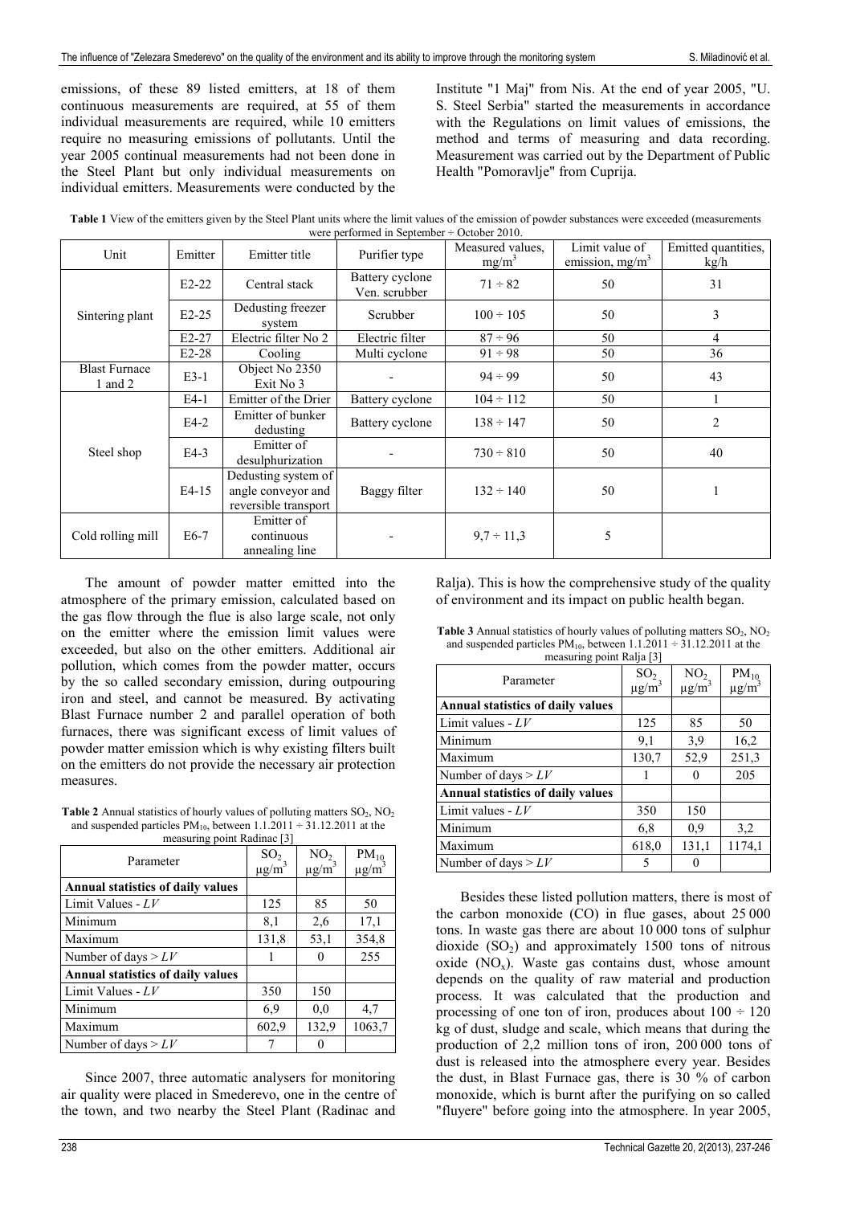emissions, of these 89 listed emitters, at 18 of them continuous measurements are required, at 55 of them individual measurements are required, while 10 emitters require no measuring emissions of pollutants. Until the year 2005 continual measurements had not been done in the Steel Plant but only individual measurements on individual emitters. Measurements were conducted by the Institute "1 Maj" from Nis. At the end of year 2005, "U. S. Steel Serbia" started the measurements in accordance with the Regulations on limit values of emissions, the method and terms of measuring and data recording. Measurement was carried out by the Department of Public Health "Pomoravlje" from Cuprija.

**Table 1** View of the emitters given by the Steel Plant units where the limit values of the emission of powder substances were exceeded (measurements were performed in September ÷ October 2010.

| Unit | Emitter | Emitter title | Purifier type | Measured values, mg/m$^3$ | Limit value of emission, mg/m$^3$ | Emitted quantities, kg/h |
|---|---|---|---|---|---|---|
| Sintering plant | E2-22 | Central stack | Battery cyclone Ven. scrubber | 71 ÷ 82 | 50 | 31 |
| | E2-25 | Dedusting freezer system | Scrubber | 100 ÷ 105 | 50 | 3 |
| | E2-27 | Electric filter No 2 | Electric filter | 87 ÷ 96 | 50 | 4 |
| | E2-28 | Cooling | Multi cyclone | 91 ÷ 98 | 50 | 36 |
| Blast Furnace 1 and 2 | E3-1 | Object No 2350 Exit No 3 | - | 94 ÷ 99 | 50 | 43 |
| Steel shop | E4-1 | Emitter of the Drier | Battery cyclone | 104 ÷ 112 | 50 | 1 |
| | E4-2 | Emitter of bunker dedusting | Battery cyclone | 138 ÷ 147 | 50 | 2 |
| | E4-3 | Emitter of desulphurization | - | 730 ÷ 810 | 50 | 40 |
| | E4-15 | Dedusting system of angle conveyor and reversible transport | Baggy filter | 132 ÷ 140 | 50 | 1 |
| Cold rolling mill | E6-7 | Emitter of continuous annealing line | - | 9,7 ÷ 11,3 | 5 | |

The amount of powder matter emitted into the atmosphere of the primary emission, calculated based on the gas flow through the flue is also large scale, not only on the emitter where the emission limit values were exceeded, but also on the other emitters. Additional air pollution, which comes from the powder matter, occurs by the so called secondary emission, during outpouring iron and steel, and cannot be measured. By activating Blast Furnace number 2 and parallel operation of both furnaces, there was significant excess of limit values of powder matter emission which is why existing filters built on the emitters do not provide the necessary air protection measures.

**Table 2** Annual statistics of hourly values of polluting matters $SO_2$, $NO_2$ and suspended particles $PM_{10}$, between 1.1.2011 ÷ 31.12.2011 at the measuring point Radinac [3]

| Parameter | $SO_2$ µg/m$^3$ | $NO_2$ µg/m$^3$ | $PM_{10}$ µg/m$^3$ |
|---|---|---|---|
| **Annual statistics of daily values** | | | |
| Limit Values - *LV* | 125 | 85 | 50 |
| Minimum | 8,1 | 2,6 | 17,1 |
| Maximum | 131,8 | 53,1 | 354,8 |
| Number of days > *LV* | 1 | 0 | 255 |
| **Annual statistics of daily values** | | | |
| Limit Values - *LV* | 350 | 150 | |
| Minimum | 6,9 | 0,0 | 4,7 |
| Maximum | 602,9 | 132,9 | 1063,7 |
| Number of days > *LV* | 7 | 0 | |

Since 2007, three automatic analysers for monitoring air quality were placed in Smederevo, one in the centre of the town, and two nearby the Steel Plant (Radinac and Ralja). This is how the comprehensive study of the quality of environment and its impact on public health began.

**Table 3** Annual statistics of hourly values of polluting matters $SO_2$, $NO_2$ and suspended particles $PM_{10}$, between 1.1.2011 ÷ 31.12.2011 at the measuring point Ralja [3]

| Parameter | $SO_2$ µg/m$^3$ | $NO_2$ µg/m$^3$ | $PM_{10}$ µg/m$^3$ |
|---|---|---|---|
| **Annual statistics of daily values** | | | |
| Limit values - *LV* | 125 | 85 | 50 |
| Minimum | 9,1 | 3,9 | 16,2 |
| Maximum | 130,7 | 52,9 | 251,3 |
| Number of days > *LV* | 1 | 0 | 205 |
| **Annual statistics of daily values** | | | |
| Limit values - *LV* | 350 | 150 | |
| Minimum | 6,8 | 0,9 | 3,2 |
| Maximum | 618,0 | 131,1 | 1174,1 |
| Number of days > *LV* | 5 | 0 | |

Besides these listed pollution matters, there is most of the carbon monoxide (CO) in flue gases, about 25 000 tons. In waste gas there are about 10 000 tons of sulphur dioxide ($SO_2$) and approximately 1500 tons of nitrous oxide ($NO_x$). Waste gas contains dust, whose amount depends on the quality of raw material and production process. It was calculated that the production and processing of one ton of iron, produces about 100 ÷ 120 kg of dust, sludge and scale, which means that during the production of 2,2 million tons of iron, 200 000 tons of dust is released into the atmosphere every year. Besides the dust, in Blast Furnace gas, there is 30 % of carbon monoxide, which is burnt after the purifying on so called "fluyere" before going into the atmosphere. In year 2005,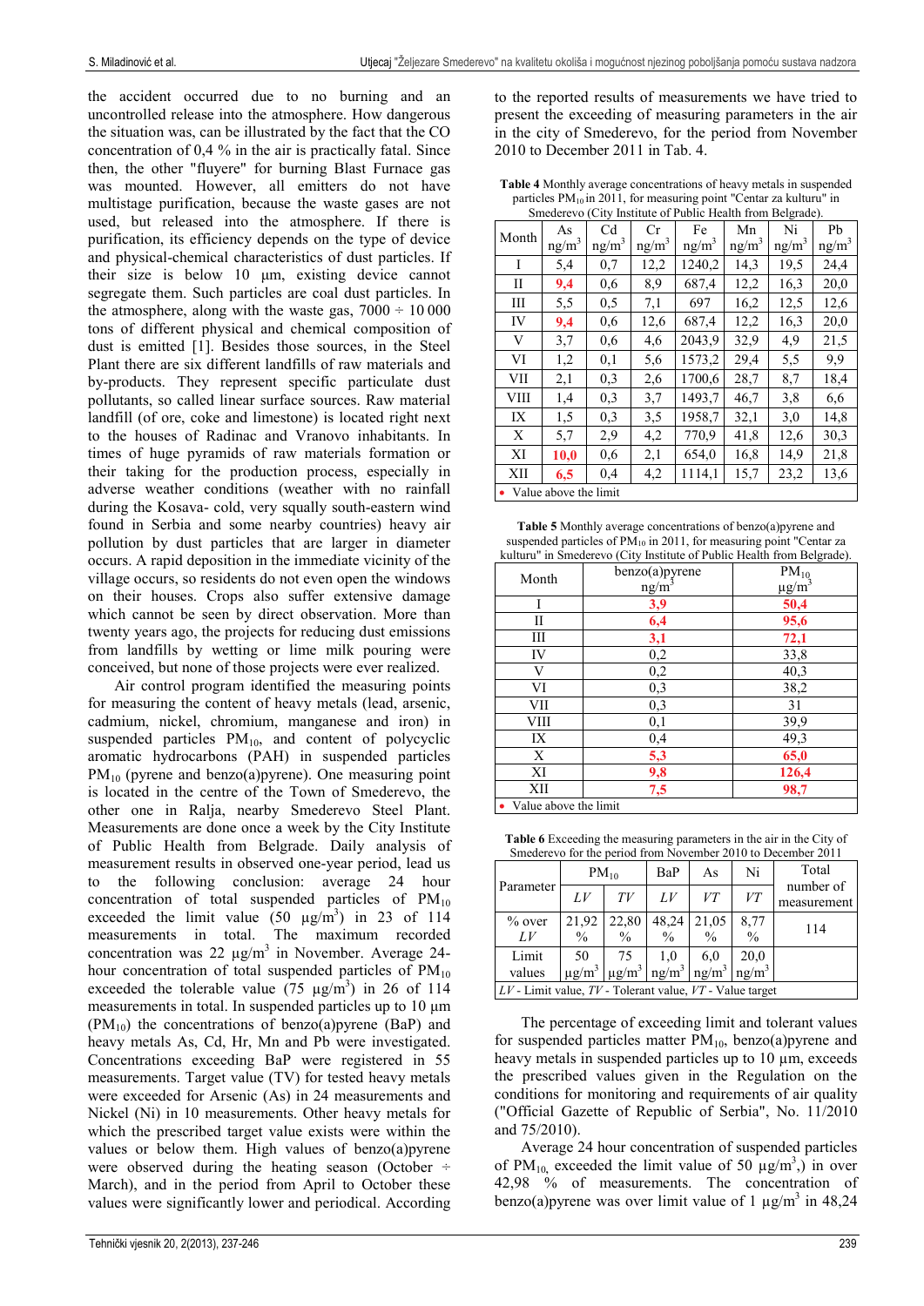the accident occurred due to no burning and an uncontrolled release into the atmosphere. How dangerous the situation was, can be illustrated by the fact that the CO concentration of 0,4 % in the air is practically fatal. Since then, the other "fluyere" for burning Blast Furnace gas was mounted. However, all emitters do not have multistage purification, because the waste gases are not used, but released into the atmosphere. If there is purification, its efficiency depends on the type of device and physical-chemical characteristics of dust particles. If their size is below 10 μm, existing device cannot segregate them. Such particles are coal dust particles. In the atmosphere, along with the waste gas, 7000 ÷ 10 000 tons of different physical and chemical composition of dust is emitted [1]. Besides those sources, in the Steel Plant there are six different landfills of raw materials and by-products. They represent specific particulate dust pollutants, so called linear surface sources. Raw material landfill (of ore, coke and limestone) is located right next to the houses of Radinac and Vranovo inhabitants. In times of huge pyramids of raw materials formation or their taking for the prodution process, especially in adverse weather conditions (weather with no rainfall during the Kosava- cold, very squally south-eastern wind found in Serbia and some nearby countries) heavy air pollution by dust particles that are larger in diameter occurs. A rapid deposition in the immediate vicinity of the village occurs, so residents do not even open the windows on their houses. Crops also suffer extensive damage which cannot be seen by direct observation. More than twenty years ago, the projects for reducing dust emissions from landfills by wetting or lime milk pouring were conceived, but none of those projects were ever realized.

Air control program identified the measuring points for measuring the content of heavy metals (lead, arsenic, cadmium, nickel, chromium, manganese and iron) in suspended particles $PM_{10}$, and content of polycyclic aromatic hydrocarbons (PAH) in suspended particles $PM_{10}$ (pyrene and benzo(a)pyrene). One measuring point is located in the centre of the Town of Smederevo, the other one in Ralja, nearby Smederevo Steel Plant. Measurements are done once a week by the City Institute of Public Health from Belgrade. Daily analysis of measurement results in observed one-year period, lead us to the following conclusion: average 24 hour concentration of total suspended particles of $PM_{10}$ exceeded the limit value (50 μg/m$^3$) in 23 of 114 measurements in total. The maximum recorded concentration was 22 μg/m$^3$ in November. Average 24-hour concentration of total suspended particles of $PM_{10}$ exceeded the tolerable value (75 μg/m$^3$) in 26 of 114 measurements in total. In suspended particles up to 10 μm ($PM_{10}$) the concentrations of benzo(a)pyrene (BaP) and heavy metals As, Cd, Hr, Mn and Pb were investigated. Concentrations exceeding BaP were registered in 55 measurements. Target value (TV) for tested heavy metals were exceeded for Arsenic (As) in 24 measurements and Nickel (Ni) in 10 measurements. Other heavy metals for which the prescribed target value exists were within the values or below them. High values of benzo(a)pyrene were observed during the heating season (October ÷ March), and in the period from April to October these values were significantly lower and periodical. According to the reported results of measurements we have tried to present the exceeding of measuring parameters in the air in the city of Smederevo, for the period from November 2010 to December 2011 in Tab. 4.

**Table 4** Monthly average concentrations of heavy metals in suspended particles $PM_{10}$ in 2011, for measuring point "Centar za kulturu" in Smederevo (City Institute of Public Health from Belgrade).

| Month | As ng/m$^3$ | Cd ng/m$^3$ | Cr ng/m$^3$ | Fe ng/m$^3$ | Mn ng/m$^3$ | Ni ng/m$^3$ | Pb ng/m$^3$ |
|---|---|---|---|---|---|---|---|
| I | 5,4 | 0,7 | 12,2 | 1240,2 | 14,3 | 19,5 | 24,4 |
| II | **9,4** | 0,6 | 8,9 | 687,4 | 12,2 | 16,3 | 20,0 |
| III | 5,5 | 0,5 | 7,1 | 697 | 16,2 | 12,5 | 12,6 |
| IV | **9,4** | 0,6 | 12,6 | 687,4 | 12,2 | 16,3 | 20,0 |
| V | 3,7 | 0,6 | 4,6 | 2043,9 | 32,9 | 4,9 | 21,5 |
| VI | 1,2 | 0,1 | 5,6 | 1573,2 | 29,4 | 5,5 | 9,9 |
| VII | 2,1 | 0,3 | 2,6 | 1700,6 | 28,7 | 8,7 | 18,4 |
| VIII | 1,4 | 0,3 | 3,7 | 1493,7 | 46,7 | 3,8 | 6,6 |
| IX | 1,5 | 0,3 | 3,5 | 1958,7 | 32,1 | 3,0 | 14,8 |
| X | 5,7 | 2,9 | 4,2 | 770,9 | 41,8 | 12,6 | 30,3 |
| XI | **10,0** | 0,6 | 2,1 | 654,0 | 16,8 | 14,9 | 21,8 |
| XII | **6,5** | 0,4 | 4,2 | 1114,1 | 15,7 | 23,2 | 13,6 |

• Value above the limit

**Table 5** Monthly average concentrations of benzo(a)pyrene and suspended particles of $PM_{10}$ in 2011, for measuring point "Centar za kulturu" in Smederevo (City Institute of Public Health from Belgrade).

| Month | benzo(a)pyrene ng/m$^3$ | $PM_{10}$ μg/m$^3$ |
|---|---|---|
| I | **3,9** | **50,4** |
| II | **6,4** | **95,6** |
| III | **3,1** | **72,1** |
| IV | 0,2 | 33,8 |
| V | 0,2 | 40,3 |
| VI | 0,3 | 38,2 |
| VII | 0,3 | 31 |
| VIII | 0,1 | 39,9 |
| IX | 0,4 | 49,3 |
| X | **5,3** | **65,0** |
| XI | **9,8** | **126,4** |
| XII | **7,5** | **98,7** |

• Value above the limit

**Table 6** Exceeding the measuring parameters in the air in the City of Smederevo for the period from November 2010 to December 2011

| Parameter | $PM_{10}$ | | BaP | As | Ni | Total number of measurement |
|---|---|---|---|---|---|---|
| | *LV* | *TV* | *LV* | *VT* | *VT* | |
| % over *LV* | 21,92 % | 22,80 % | 48,24 % | 21,05 % | 8,77 % | 114 |
| Limit values | 50 μg/m$^3$ | 75 μg/m$^3$ | 1,0 ng/m$^3$ | 6,0 ng/m$^3$ | 20,0 ng/m$^3$ | |

*LV* - Limit value, *TV* - Tolerant value, *VT* - Value target

The percentage of exceeding limit and tolerant values for suspended particles matter $PM_{10}$, benzo(a)pyrene and heavy metals in suspended particles up to 10 μm, exceeds the prescribed values given in the Regulation on the conditions for monitoring and requirements of air quality ("Official Gazette of Republic of Serbia", No. 11/2010 and 75/2010).

Average 24 hour concentration of suspended particles of $PM_{10}$, exceeded the limit value of 50 μg/m$^3$,) in over 42,98 % of measurements. The concentration of benzo(a)pyrene was over limit value of 1 μg/m$^3$ in 48,24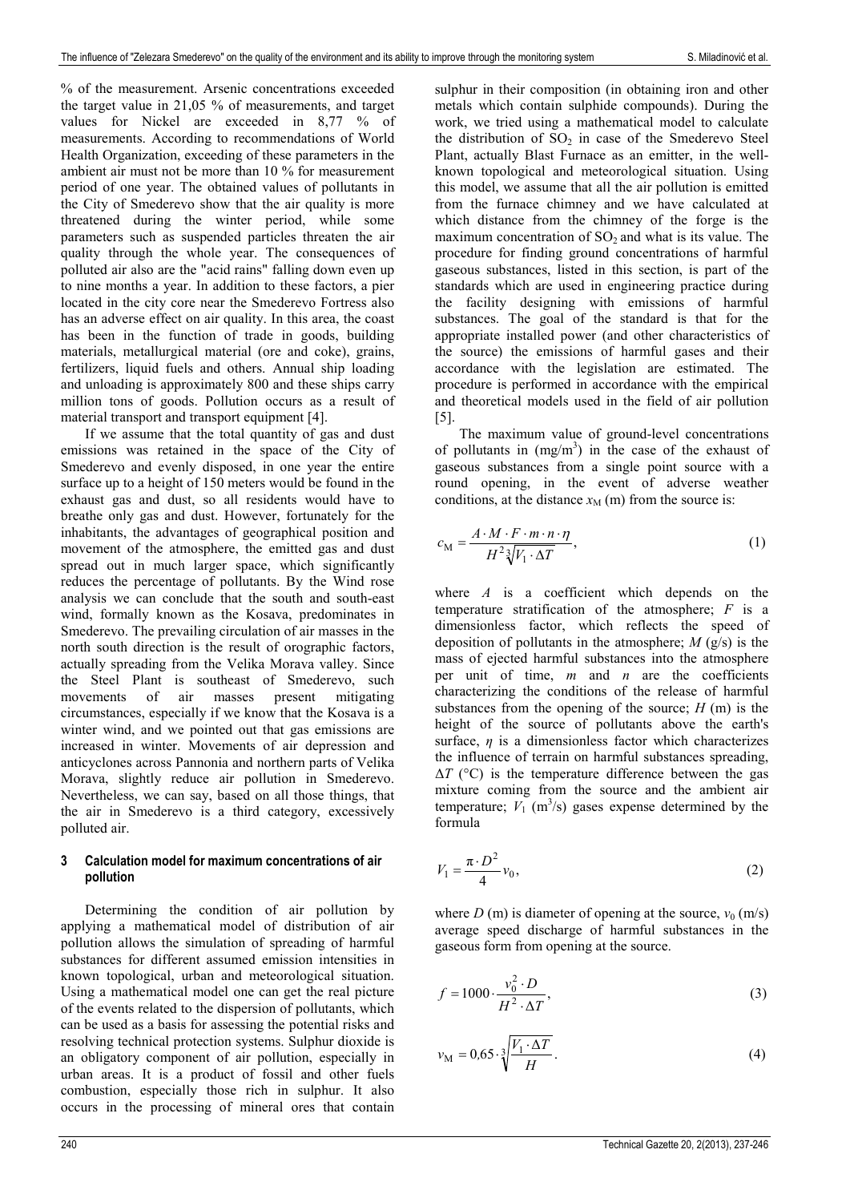% of the measurement. Arsenic concentrations exceeded the target value in 21,05 % of measurements, and target values for Nickel are exceeded in 8,77 % of measurements. According to recommendations of World Health Organization, exceeding of these parameters in the ambient air must not be more than 10 % for measurement period of one year. The obtained values of pollutants in the City of Smederevo show that the air quality is more threatened during the winter period, while some parameters such as suspended particles threaten the air quality through the whole year. The consequences of polluted air also are the "acid rains" falling down even up to nine months a year. In addition to these factors, a pier located in the city core near the Smederevo Fortress also has an adverse effect on air quality. In this area, the coast has been in the function of trade in goods, building materials, metallurgical material (ore and coke), grains, fertilizers, liquid fuels and others. Annual ship loading and unloading is approximately 800 and these ships carry million tons of goods. Pollution occurs as a result of material transport and transport equipment [4].

If we assume that the total quantity of gas and dust emissions was retained in the space of the City of Smederevo and evenly disposed, in one year the entire surface up to a height of 150 meters would be found in the exhaust gas and dust, so all residents would have to breathe only gas and dust. However, fortunately for the inhabitants, the advantages of geographical position and movement of the atmosphere, the emitted gas and dust spread out in much larger space, which significantly reduces the percentage of pollutants. By the Wind rose analysis we can conclude that the south and south-east wind, formally known as the Kosava, predominates in Smederevo. The prevailing circulation of air masses in the north south direction is the result of orographic factors, actually spreading from the Velika Morava valley. Since the Steel Plant is southeast of Smederevo, such movements of air masses present mitigating circumstances, especially if we know that the Kosava is a winter wind, and we pointed out that gas emissions are increased in winter. Movements of air depression and anticyclones across Pannonia and northern parts of Velika Morava, slightly reduce air pollution in Smederevo. Nevertheless, we can say, based on all those things, that the air in Smederevo is a third category, excessively polluted air.

## 3 Calculation model for maximum concentrations of air pollution

Determining the condition of air pollution by applying a mathematical model of distribution of air pollution allows the simulation of spreading of harmful substances for different assumed emission intensities in known topological, urban and meteorological situation. Using a mathematical model one can get the real picture of the events related to the dispersion of pollutants, which can be used as a basis for assessing the potential risks and resolving technical protection systems. Sulphur dioxide is an obligatory component of air pollution, especially in urban areas. It is a product of fossil and other fuels combustion, especially those rich in sulphur. It also occurs in the processing of mineral ores that contain sulphur in their composition (in obtaining iron and other metals which contain sulphide compounds). During the work, we tried using a mathematical model to calculate the distribution of $SO_2$ in case of the Smederevo Steel Plant, actually Blast Furnace as an emitter, in the well-known topological and meteorological situation. Using this model, we assume that all the air pollution is emitted from the furnace chimney and we have calculated at which distance from the chimney of the forge is the maximum concentration of $SO_2$ and what is its value. The procedure for finding ground concentrations of harmful gaseous substances, listed in this section, is part of the standards which are used in engineering practice during the facility designing with emissions of harmful substances. The goal of the standard is that for the appropriate installed power (and other characteristics of the source) the emissions of harmful gases and their accordance with the legislation are estimated. The procedure is performed in accordance with the empirical and theoretical models used in the field of air pollution [5].

The maximum value of ground-level concentrations of pollutants in (mg/m$^3$) in the case of the exhaust of gaseous substances from a single point source with a round opening, in the event of adverse weather conditions, at the distance $x_M$ (m) from the source is:

$$c_M = \frac{A \cdot M \cdot F \cdot m \cdot n \cdot \eta}{H^2 \sqrt[3]{V_1 \cdot \Delta T}}, \tag{1}$$

where $A$ is a coefficient which depends on the temperature stratification of the atmosphere; $F$ is a dimensionless factor, which reflects the speed of deposition of pollutants in the atmosphere; $M$ (g/s) is the mass of ejected harmful substances into the atmosphere per unit of time, $m$ and $n$ are the coefficients characterizing the conditions of the release of harmful substances from the opening of the source; $H$ (m) is the height of the source of pollutants above the earth's surface, $\eta$ is a dimensionless factor which characterizes the influence of terrain on harmful substances spreading, $\Delta T$ (°C) is the temperature difference between the gas mixture coming from the source and the ambient air temperature; $V_1$ (m$^3$/s) gases expense determined by the formula

$$V_1 = \frac{\pi \cdot D^2}{4} v_0, \tag{2}$$

where $D$ (m) is diameter of opening at the source, $v_0$ (m/s) average speed discharge of harmful substances in the gaseous form from opening at the source.

$$f = 1000 \cdot \frac{v_0^2 \cdot D}{H^2 \cdot \Delta T}, \tag{3}$$

$$v_M = 0{,}65 \cdot \sqrt[3]{\frac{V_1 \cdot \Delta T}{H}}. \tag{4}$$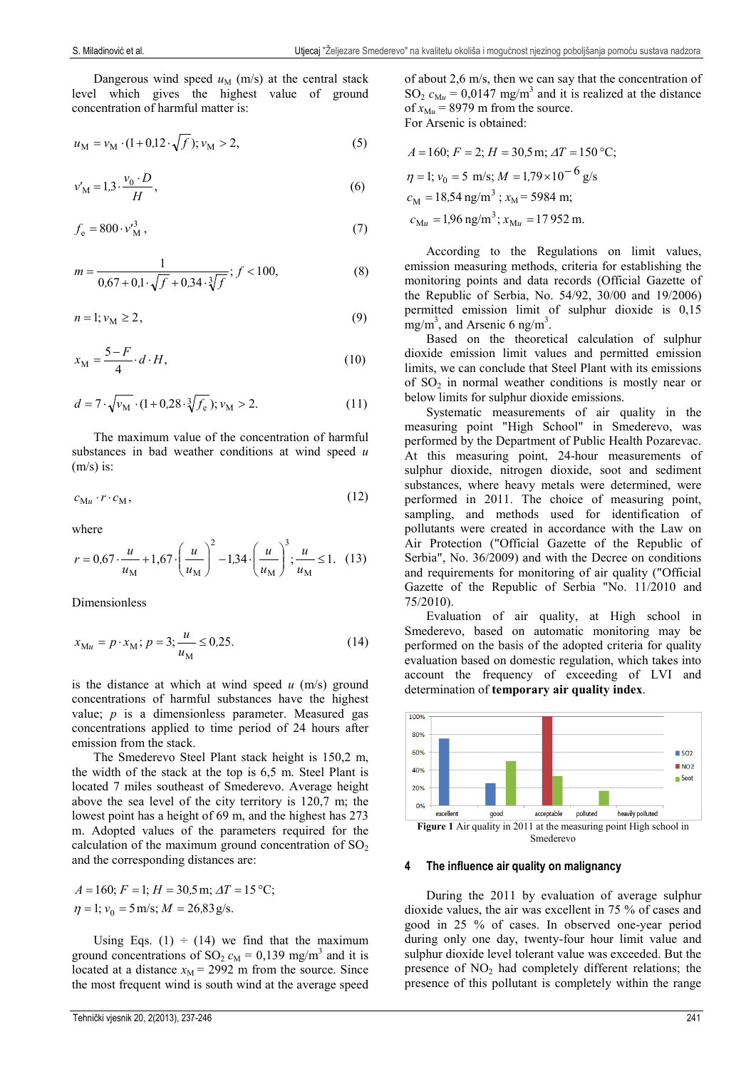Dangerous wind speed $u_M$ (m/s) at the central stack level which gives the highest value of ground concentration of harmful matter is:

$$u_M = v_M \cdot (1 + 0{,}12 \cdot \sqrt{f}); v_M > 2, \quad (5)$$

$$v'_M = 1{,}3 \cdot \frac{v_0 \cdot D}{H}, \quad (6)$$

$$f_e = 800 \cdot v'^3_M, \quad (7)$$

$$m = \frac{1}{0{,}67 + 0{,}1 \cdot \sqrt{f} + 0{,}34 \cdot \sqrt[3]{f}}; f < 100, \quad (8)$$

$$n = 1; v_M \geq 2, \quad (9)$$

$$x_M = \frac{5 - F}{4} \cdot d \cdot H, \quad (10)$$

$$d = 7 \cdot \sqrt{v_M} \cdot (1 + 0{,}28 \cdot \sqrt[3]{f_e}); v_M > 2. \quad (11)$$

The maximum value of the concentration of harmful substances in bad weather conditions at wind speed $u$ (m/s) is:

$$c_{Mu} \cdot r \cdot c_M, \quad (12)$$

where

$$r = 0{,}67 \cdot \frac{u}{u_M} + 1{,}67 \cdot \left(\frac{u}{u_M}\right)^2 - 1{,}34 \cdot \left(\frac{u}{u_M}\right)^3; \frac{u}{u_M} \leq 1. \quad (13)$$

Dimensionless

$$x_{Mu} = p \cdot x_M; p = 3; \frac{u}{u_M} \leq 0{,}25. \quad (14)$$

is the distance at which at wind speed $u$ (m/s) ground concentrations of harmful substances have the highest value; $p$ is a dimensionless parameter. Measured gas concentrations applied to time period of 24 hours after emission from the stack.

The Smederevo Steel Plant stack height is 150,2 m, the width of the stack at the top is 6,5 m. Steel Plant is located 7 miles southeast of Smederevo. Average height above the sea level of the city territory is 120,7 m; the lowest point has a height of 69 m, and the highest has 273 m. Adopted values of the parameters required for the calculation of the maximum ground concentration of $SO_2$ and the corresponding distances are:

$$A = 160;\ F = 1;\ H = 30{,}5\,\text{m};\ \Delta T = 15\,°\text{C};$$
$$\eta = 1;\ v_0 = 5\,\text{m/s};\ M = 26{,}83\,\text{g/s}.$$

Using Eqs. (1) ÷ (14) we find that the maximum ground concentrations of $SO_2$ $c_M$ = 0,139 mg/m$^3$ and it is located at a distance $x_M$ = 2992 m from the source. Since the most frequent wind is south wind at the average speed of about 2,6 m/s, then we can say that the concentration of $SO_2$ $c_{Mu}$ = 0,0147 mg/m$^3$ and it is realized at the distance of $x_{Mu}$ = 8979 m from the source.

For Arsenic is obtained:

$$A = 160;\ F = 2;\ H = 30{,}5\,\text{m};\ \Delta T = 150\,°\text{C};$$
$$\eta = 1;\ v_0 = 5\ \text{m/s};\ M = 1{,}79 \times 10^{-6}\ \text{g/s}$$
$$c_M = 18{,}54\ \text{ng/m}^3;\ x_M = 5984\ \text{m};$$
$$c_{Mu} = 1{,}96\ \text{ng/m}^3;\ x_{Mu} = 17\,952\ \text{m}.$$

According to the Regulations on limit values, emission measuring methods, criteria for establishing the monitoring points and data records (Official Gazette of the Republic of Serbia, No. 54/92, 30/00 and 19/2006) permitted emission limit of sulphur dioxide is 0,15 mg/m$^3$, and Arsenic 6 ng/m$^3$.

Based on the theoretical calculation of sulphur dioxide emission limit values and permitted emission limits, we can conclude that Steel Plant with its emissions of $SO_2$ in normal weather conditions is mostly near or below limits for sulphur dioxide emissions.

Systematic measurements of air quality in the measuring point "High School" in Smederevo, was performed by the Department of Public Health Pozarevac. At this measuring point, 24-hour measurements of sulphur dioxide, nitrogen dioxide, soot and sediment substances, where heavy metals were determined, were performed in 2011. The choice of measuring point, sampling, and methods used for identification of pollutants were created in accordance with the Law on Air Protection ("Official Gazette of the Republic of Serbia", No. 36/2009) and with the Decree on conditions and requirements for monitoring of air quality ("Official Gazette of the Republic of Serbia "No. 11/2010 and 75/2010).

Evaluation of air quality, at High school in Smederevo, based on automatic monitoring may be performed on the basis of the adopted criteria for quality evaluation based on domestic regulation, which takes into account the frequency of exceeding of LVI and determination of **temporary air quality index**.

**Figure 1** Air quality in 2011 at the measuring point High school in Smederevo

## 4 The influence air quality on malignancy

During the 2011 by evaluation of average sulphur dioxide values, the air was excellent in 75 % of cases and good in 25 % of cases. In observed one-year period during only one day, twenty-four hour limit value and sulphur dioxide level tolerant value was exceeded. But the presence of $NO_2$ had completely different relations; the presence of this pollutant is completely within the range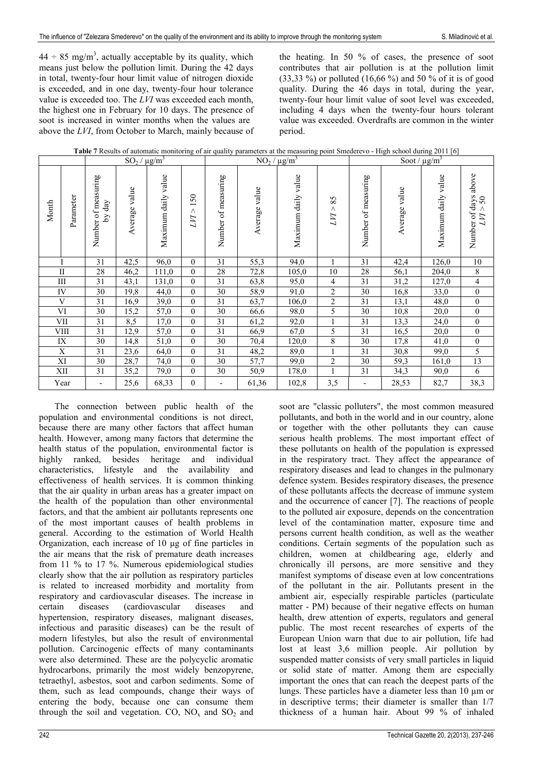$44 \div 85$ mg/m$^3$, actually acceptable by its quality, which means just below the pollution limit. During the 42 days in total, twenty-four hour limit value of nitrogen dioxide is exceeded, and in one day, twenty-four hour tolerance value is exceeded too. The *LVI* was exceeded each month, the highest one in February for 10 days. The presence of soot is increased in winter months when the values are above the *LVI*, from October to March, mainly because of the heating. In 50 % of cases, the presence of soot contributes that air pollution is at the pollution limit (33,33 %) or polluted (16,66 %) and 50 % of it is of good quality. During the 46 days in total, during the year, twenty-four hour limit value of soot level was exceeded, including 4 days when the twenty-four hours tolerant value was exceeded. Overdrafts are common in the winter period.

**Table 7** Results of automatic monitoring of air quality parameters at the measuring point Smederevo - High school during 2011 [6]

| Month | $SO_2$ / μg/m$^3$ | | | | $NO_2$ / μg/m$^3$ | | | | Soot / μg/m$^3$ | | | |
|---|---|---|---|---|---|---|---|---|---|---|---|---|
| Month / Parameter | Number of measuring by day | Average value | Maximum daily value | *LVI* > 150 | Number of measuring | Average value | Maximum daily value | *LVI* > 85 | Number of measuring | Average value | Maximum daily value | Number of days above *LVI* > 50 |
| I | 31 | 42,5 | 96,0 | 0 | 31 | 55,3 | 94,0 | 1 | 31 | 42,4 | 126,0 | 10 |
| II | 28 | 46,2 | 111,0 | 0 | 28 | 72,8 | 105,0 | 10 | 28 | 56,1 | 204,0 | 8 |
| III | 31 | 43,1 | 131,0 | 0 | 31 | 63,8 | 95,0 | 4 | 31 | 31,2 | 127,0 | 4 |
| IV | 30 | 19,8 | 44,0 | 0 | 30 | 58,9 | 91,0 | 2 | 30 | 16,8 | 33,0 | 0 |
| V | 31 | 16,9 | 39,0 | 0 | 31 | 63,7 | 106,0 | 2 | 31 | 13,1 | 48,0 | 0 |
| VI | 30 | 15,2 | 57,0 | 0 | 30 | 66,6 | 98,0 | 5 | 30 | 10,8 | 20,0 | 0 |
| VII | 31 | 8,5 | 17,0 | 0 | 31 | 61,2 | 92,0 | 1 | 31 | 13,3 | 24,0 | 0 |
| VIII | 31 | 12,9 | 57,0 | 0 | 31 | 66,9 | 67,0 | 5 | 31 | 16,5 | 20,0 | 0 |
| IX | 30 | 14,8 | 51,0 | 0 | 30 | 70,4 | 120,0 | 8 | 30 | 17,8 | 41,0 | 0 |
| X | 31 | 23,6 | 64,0 | 0 | 31 | 48,2 | 89,0 | 1 | 31 | 30,8 | 99,0 | 5 |
| XI | 30 | 28,7 | 74,0 | 0 | 30 | 57,7 | 99,0 | 2 | 30 | 59,3 | 161,0 | 13 |
| XII | 31 | 35,2 | 79,0 | 0 | 30 | 50,9 | 178,0 | 1 | 31 | 34,3 | 90,0 | 6 |
| Year | - | 25,6 | 68,33 | 0 | - | 61,36 | 102,8 | 3,5 | - | 28,53 | 82,7 | 38,3 |

The connection between public health of the population and environmental conditions is not direct, because there are many other factors that affect human health. However, among many factors that determine the health status of the population, environmental factor is highly ranked, besides heritage and individual characteristics, lifestyle and the availability and effectiveness of health services. It is common thinking that the air quality in urban areas has a greater impact on the health of the population than other environmental factors, and that the ambient air pollutants represents one of the most important causes of health problems in general. According to the estimation of World Health Organization, each increase of 10 μg of fine particles in the air means that the risk of premature death increases from 11 % to 17 %. Numerous epidemiological studies clearly show that the air pollution as respiratory particles is related to increased morbidity and mortality from respiratory and cardiovascular diseases. The increase in certain diseases (cardiovascular diseases and hypertension, respiratory diseases, malignant diseases, infectious and parasitic diseases) can be the result of modern lifestyles, but also the result of environmental pollution. Carcinogenic effects of many contaminants were also determined. These are the polycyclic aromatic hydrocarbons, primarily the most widely benzopyrene, tetraethyl, asbestos, soot and carbon sediments. Some of them, such as lead compounds, change their ways of entering the body, because one can consume them through the soil and vegetation. CO, $NO_x$ and $SO_2$ and soot are "classic polluters", the most common measured pollutants, and both in the world and in our country, alone or together with the other pollutants they can cause serious health problems. The most important effect of these pollutants on health of the population is expressed in the respiratory tract. They affect the appearance of respiratory diseases and lead to changes in the pulmonary defence system. Besides respiratory diseases, the presence of these pollutants affects the decrease of immune system and the occurrence of cancer [7]. The reactions of people to the polluted air exposure, depends on the concentration level of the contamination matter, exposure time and persons current health condition, as well as the weather conditions. Certain segments of the population such as children, women at childbearing age, elderly and chronically ill persons, are more sensitive and they manifest symptoms of disease even at low concentrations of the pollutant in the air. Pollutants present in the ambient air, especially respirable particles (particulate matter - PM) because of their negative effects on human health, drew attention of experts, regulators and general public. The most recent researches of experts of the European Union warn that due to air pollution, life had lost at least 3,6 million people. Air pollution by suspended matter consists of very small particles in liquid or solid state of matter. Among them are especially important the ones that can reach the deepest parts of the lungs. These particles have a diameter less than 10 μm or in descriptive terms; their diameter is smaller than 1/7 thickness of a human hair. About 99 % of inhaled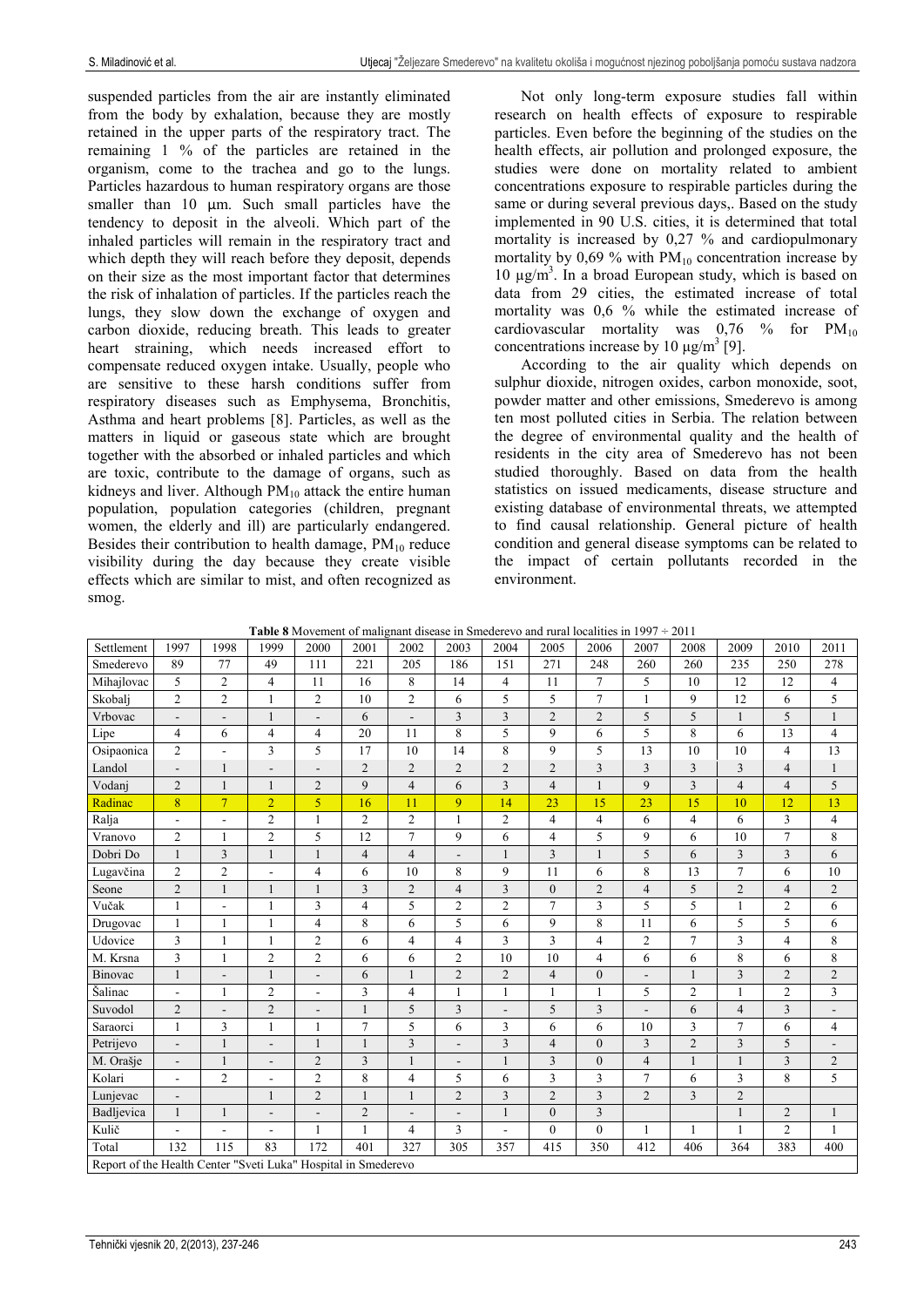suspended particles from the air are instantly eliminated from the body by exhalation, because they are mostly retained in the upper parts of the respiratory tract. The remaining 1 % of the particles are retained in the organism, come to the trachea and go to the lungs. Particles hazardous to human respiratory organs are those smaller than 10 μm. Such small particles have the tendency to deposit in the alveoli. Which part of the inhaled particles will remain in the respiratory tract and which depth they will reach before they deposit, depends on their size as the most important factor that determines the risk of inhalation of particles. If the particles reach the lungs, they slow down the exchange of oxygen and carbon dioxide, reducing breath. This leads to greater heart straining, which needs increased effort to compensate reduced oxygen intake. Usually, people who are sensitive to these harsh conditions suffer from respiratory diseases such as Emphysema, Bronchitis, Asthma and heart problems [8]. Particles, as well as the matters in liquid or gaseous state which are brought together with the absorbed or inhaled particles and which are toxic, contribute to the damage of organs, such as kidneys and liver. Although $PM_{10}$ attack the entire human population, population categories (children, pregnant women, the elderly and ill) are particularly endangered. Besides their contribution to health damage, $PM_{10}$ reduce visibility during the day because they create visible effects which are similar to mist, and often recognized as smog.

Not only long-term exposure studies fall within research on health effects of exposure to respirable particles. Even before the beginning of the studies on the health effects, air pollution and prolonged exposure, the studies were done on mortality related to ambient concentrations exposure to respirable particles during the same or during several previous days,. Based on the study implemented in 90 U.S. cities, it is determined that total mortality is increased by 0,27 % and cardiopulmonary mortality by 0,69 % with $PM_{10}$ concentration increase by 10 $\mu g/m^3$. In a broad European study, which is based on data from 29 cities, the estimated increase of total mortality was 0,6 % while the estimated increase of cardiovascular mortality was 0,76 % for $PM_{10}$ concentrations increase by 10 $\mu g/m^3$ [9].

According to the air quality which depends on sulphur dioxide, nitrogen oxides, carbon monoxide, soot, powder matter and other emissions, Smederevo is among ten most polluted cities in Serbia. The relation between the degree of environmental quality and the health of residents in the city area of Smederevo has not been studied thoroughly. Based on data from the health statistics on issued medicaments, disease structure and existing database of environmental threats, we attempted to find causal relationship. General picture of health condition and general disease symptoms can be related to the impact of certain pollutants recorded in the environment.

**Table 8** Movement of malignant disease in Smederevo and rural localities in 1997 ÷ 2011

| Settlement | 1997 | 1998 | 1999 | 2000 | 2001 | 2002 | 2003 | 2004 | 2005 | 2006 | 2007 | 2008 | 2009 | 2010 | 2011 |
|---|---|---|---|---|---|---|---|---|---|---|---|---|---|---|---|
| Smederevo | 89 | 77 | 49 | 111 | 221 | 205 | 186 | 151 | 271 | 248 | 260 | 260 | 235 | 250 | 278 |
| Mihajlovac | 5 | 2 | 4 | 11 | 16 | 8 | 14 | 4 | 11 | 7 | 5 | 10 | 12 | 12 | 4 |
| Skobalj | 2 | 2 | 1 | 2 | 10 | 2 | 6 | 5 | 5 | 7 | 1 | 9 | 12 | 6 | 5 |
| Vrbovac | - | - | 1 | - | 6 | - | 3 | 3 | 2 | 2 | 5 | 5 | 1 | 5 | 1 |
| Lipe | 4 | 6 | 4 | 4 | 20 | 11 | 8 | 5 | 9 | 6 | 5 | 8 | 6 | 13 | 4 |
| Osipaonica | 2 | - | 3 | 5 | 17 | 10 | 14 | 8 | 9 | 5 | 13 | 10 | 10 | 4 | 13 |
| Landol | - | 1 | - | - | 2 | 2 | 2 | 2 | 2 | 3 | 3 | 3 | 3 | 4 | 1 |
| Vodanj | 2 | 1 | 1 | 2 | 9 | 4 | 6 | 3 | 4 | 1 | 9 | 3 | 4 | 4 | 5 |
| Radinac | 8 | 7 | 2 | 5 | 16 | 11 | 9 | 14 | 23 | 15 | 23 | 15 | 10 | 12 | 13 |
| Ralja | - | - | 2 | 1 | 2 | 2 | 1 | 2 | 4 | 4 | 6 | 4 | 6 | 3 | 4 |
| Vranovo | 2 | 1 | 2 | 5 | 12 | 7 | 9 | 6 | 4 | 5 | 9 | 6 | 10 | 7 | 8 |
| Dobri Do | 1 | 3 | 1 | 1 | 4 | 4 | - | 1 | 3 | 1 | 5 | 6 | 3 | 3 | 6 |
| Lugavčina | 2 | 2 | - | 4 | 6 | 10 | 8 | 9 | 11 | 6 | 8 | 13 | 7 | 6 | 10 |
| Seone | 2 | 1 | 1 | 1 | 3 | 2 | 4 | 3 | 0 | 2 | 4 | 5 | 2 | 4 | 2 |
| Vučak | 1 | - | 1 | 3 | 4 | 5 | 2 | 2 | 7 | 3 | 5 | 5 | 1 | 2 | 6 |
| Drugovac | 1 | 1 | 1 | 4 | 8 | 6 | 5 | 6 | 9 | 8 | 11 | 6 | 5 | 5 | 6 |
| Udovice | 3 | 1 | 1 | 2 | 6 | 4 | 4 | 3 | 3 | 4 | 2 | 7 | 3 | 4 | 8 |
| M. Krsna | 3 | 1 | 2 | 2 | 6 | 6 | 2 | 10 | 10 | 4 | 6 | 6 | 8 | 6 | 8 |
| Binovac | 1 | - | 1 | - | 6 | 1 | 2 | 2 | 4 | 0 | - | 1 | 3 | 2 | 2 |
| Šalinac | - | 1 | 2 | - | 3 | 4 | 1 | 1 | 1 | 1 | 5 | 2 | 1 | 2 | 3 |
| Suvodol | 2 | - | 2 | - | 1 | 5 | 3 | - | 5 | 3 | - | 6 | 4 | 3 | - |
| Saraorci | 1 | 3 | 1 | 1 | 7 | 5 | 6 | 3 | 6 | 6 | 10 | 3 | 7 | 6 | 4 |
| Petrijevo | - | 1 | - | 1 | 1 | 3 | - | 3 | 4 | 0 | 3 | 2 | 3 | 5 | - |
| M. Orašje | - | 1 | - | 2 | 3 | 1 | - | 1 | 3 | 0 | 4 | 1 | 1 | 3 | 2 |
| Kolari | - | 2 | - | 2 | 8 | 4 | 5 | 6 | 3 | 3 | 7 | 6 | 3 | 8 | 5 |
| Lunjevac | - | | 1 | 2 | 1 | 1 | 2 | 3 | 2 | 3 | 2 | 3 | 2 | | |
| Badljevica | 1 | 1 | - | - | 2 | - | - | 1 | 0 | 3 | | | 1 | 2 | 1 |
| Kulič | - | - | - | 1 | 1 | 4 | 3 | - | 0 | 0 | 1 | 1 | 1 | 2 | 1 |
| Total | 132 | 115 | 83 | 172 | 401 | 327 | 305 | 357 | 415 | 350 | 412 | 406 | 364 | 383 | 400 |

Report of the Health Center "Sveti Luka" Hospital in Smederevo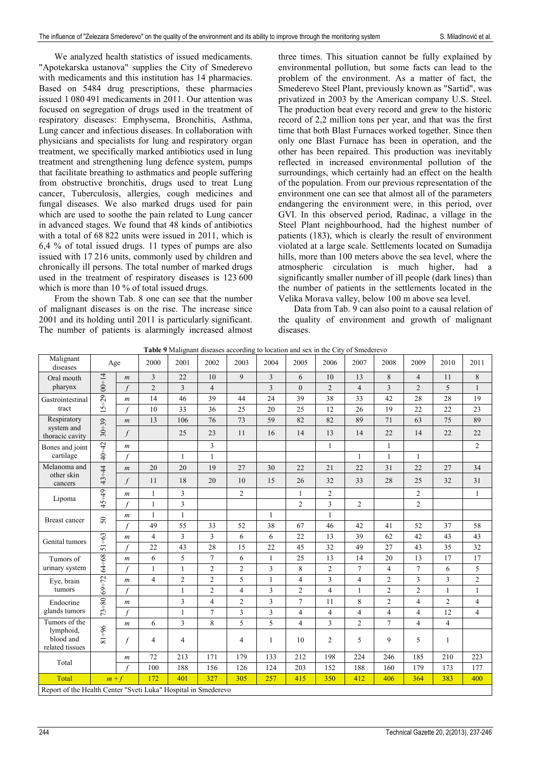We analyzed health statistics of issued medicaments. "Apotekarska ustanova" supplies the City of Smederevo with medicaments and this institution has 14 pharmacies. Based on 5484 drug prescriptions, these pharmacies issued 1 080 491 medicaments in 2011. Our attention was focused on segregation of drugs used in the treatment of respiratory diseases: Emphysema, Bronchitis, Asthma, Lung cancer and infectious diseases. In collaboration with physicians and specialists for lung and respiratory organ treatment, we specifically marked antibiotics used in lung treatment and strengthening lung defence system, pumps that facilitate breathing to asthmatics and people suffering from obstructive bronchitis, drugs used to treat Lung cancer, Tuberculosis, allergies, cough medicines and fungal diseases. We also marked drugs used for pain which are used to soothe the pain related to Lung cancer in advanced stages. We found that 48 kinds of antibiotics with a total of 68 822 units were issued in 2011, which is 6,4 % of total issued drugs. 11 types of pumps are also issued with 17 216 units, commonly used by children and chronically ill persons. The total number of marked drugs used in the treatment of respiratory diseases is 123 600 which is more than 10 % of total issued drugs.

From the shown Tab. 8 one can see that the number of malignant diseases is on the rise. The increase since 2001 and its holding until 2011 is particularly significant. The number of patients is alarmingly increased almost three times. This situation cannot be fully explained by environmental pollution, but some facts can lead to the problem of the environment. As a matter of fact, the Smederevo Steel Plant, previously known as "Sartid", was privatized in 2003 by the American company U.S. Steel. The production beat every record and grew to the historic record of 2,2 million tons per year, and that was the first time that both Blast Furnaces worked together. Since then only one Blast Furnace has been in operation, and the other has been repaired. This production was inevitably reflected in increased environmental pollution of the surroundings, which certainly had an effect on the health of the population. From our previous representation of the environment one can see that almost all of the parameters endangering the environment were, in this period, over GVI. In this observed period, Radinac, a village in the Steel Plant neighbourhood, had the highest number of patients (183), which is clearly the result of environment violated at a large scale. Settlements located on Sumadija hills, more than 100 meters above the sea level, where the atmospheric circulation is much higher, had a significantly smaller number of ill people (dark lines) than the number of patients in the settlements located in the Velika Morava valley, below 100 m above sea level.

Data from Tab. 9 can also point to a causal relation of the quality of environment and growth of malignant diseases.

**Table 9** Malignant diseases according to location and sex in the City of Smederevo

| Malignant diseases | Age | | 2000 | 2001 | 2002 | 2003 | 2004 | 2005 | 2006 | 2007 | 2008 | 2009 | 2010 | 2011 |
|---|---|---|---|---|---|---|---|---|---|---|---|---|---|---|
| Oral mouth pharynx | 00÷14 | *m* | 3 | 22 | 10 | 9 | 3 | 6 | 10 | 13 | 8 | 4 | 11 | 8 |
| | | *f* | 2 | 3 | 4 | | 3 | 0 | 2 | 4 | 3 | 2 | 5 | 1 |
| Gastrointestinal tract | 15÷29 | *m* | 14 | 46 | 39 | 44 | 24 | 39 | 38 | 33 | 42 | 28 | 28 | 19 |
| | | *f* | 10 | 33 | 36 | 25 | 20 | 25 | 12 | 26 | 19 | 22 | 22 | 23 |
| Respiratory system and thoracic cavity | 30÷39 | *m* | 13 | 106 | 76 | 73 | 59 | 82 | 82 | 89 | 71 | 63 | 75 | 89 |
| | | *f* | | 25 | 23 | 11 | 16 | 14 | 13 | 14 | 22 | 14 | 22 | 22 |
| Bones and joint cartilage | 40÷42 | *m* | | | 3 | | | | 1 | | 1 | | | 2 |
| | | *f* | | 1 | 1 | | | | | 1 | 1 | 1 | | |
| Melanoma and other skin cancers | 43÷44 | *m* | 20 | 20 | 19 | 27 | 30 | 22 | 21 | 22 | 31 | 22 | 27 | 34 |
| | | *f* | 11 | 18 | 20 | 10 | 15 | 26 | 32 | 33 | 28 | 25 | 32 | 31 |
| Lipoma | 45÷49 | *m* | 1 | 3 | | 2 | | 1 | 2 | | | 2 | | 1 |
| | | *f* | 1 | 3 | | | | 2 | 3 | 2 | | 2 | | |
| Breast cancer | 50 | *m* | 1 | 1 | | | 1 | | 1 | | | | | |
| | | *f* | 49 | 55 | 33 | 52 | 38 | 67 | 46 | 42 | 41 | 52 | 37 | 58 |
| Genital tumors | 51÷63 | *m* | 4 | 3 | 3 | 6 | 6 | 22 | 13 | 39 | 62 | 42 | 43 | 43 |
| | | *f* | 22 | 43 | 28 | 15 | 22 | 45 | 32 | 49 | 27 | 43 | 35 | 32 |
| Tumors of urinary system | 64÷68 | *m* | 6 | 5 | 7 | 6 | 1 | 25 | 13 | 14 | 20 | 13 | 17 | 17 |
| | | *f* | 1 | 1 | 2 | 2 | 3 | 8 | 2 | 7 | 4 | 7 | 6 | 5 |
| Eye, brain tumors | 69÷72 | *m* | 4 | 2 | 2 | 5 | 1 | 4 | 3 | 4 | 2 | 3 | 3 | 2 |
| | | *f* | | 1 | 2 | 4 | 3 | 2 | 4 | 1 | 2 | 2 | 1 | 1 |
| Endocrine glands tumors | 73÷80 | *m* | | 3 | 4 | 2 | 3 | 7 | 11 | 8 | 2 | 4 | 2 | 4 |
| | | *f* | | 1 | 7 | 3 | 3 | 4 | 4 | 4 | 4 | 4 | 12 | 4 |
| Tumors of the lymphoid, blood and related tissues | 81÷96 | *m* | 6 | 3 | 8 | 5 | 5 | 4 | 3 | 2 | 7 | 4 | 4 | |
| | | *f* | 4 | 4 | | 4 | 1 | 10 | 2 | 5 | 9 | 5 | 1 | |
| Total | | *m* | 72 | 213 | 171 | 179 | 133 | 212 | 198 | 224 | 246 | 185 | 210 | 223 |
| | | *f* | 100 | 188 | 156 | 126 | 124 | 203 | 152 | 188 | 160 | 179 | 173 | 177 |
| Total | *m + f* | | 172 | 401 | 327 | 305 | 257 | 415 | 350 | 412 | 406 | 364 | 383 | 400 |

Report of the Health Center "Sveti Luka" Hospital in Smederevo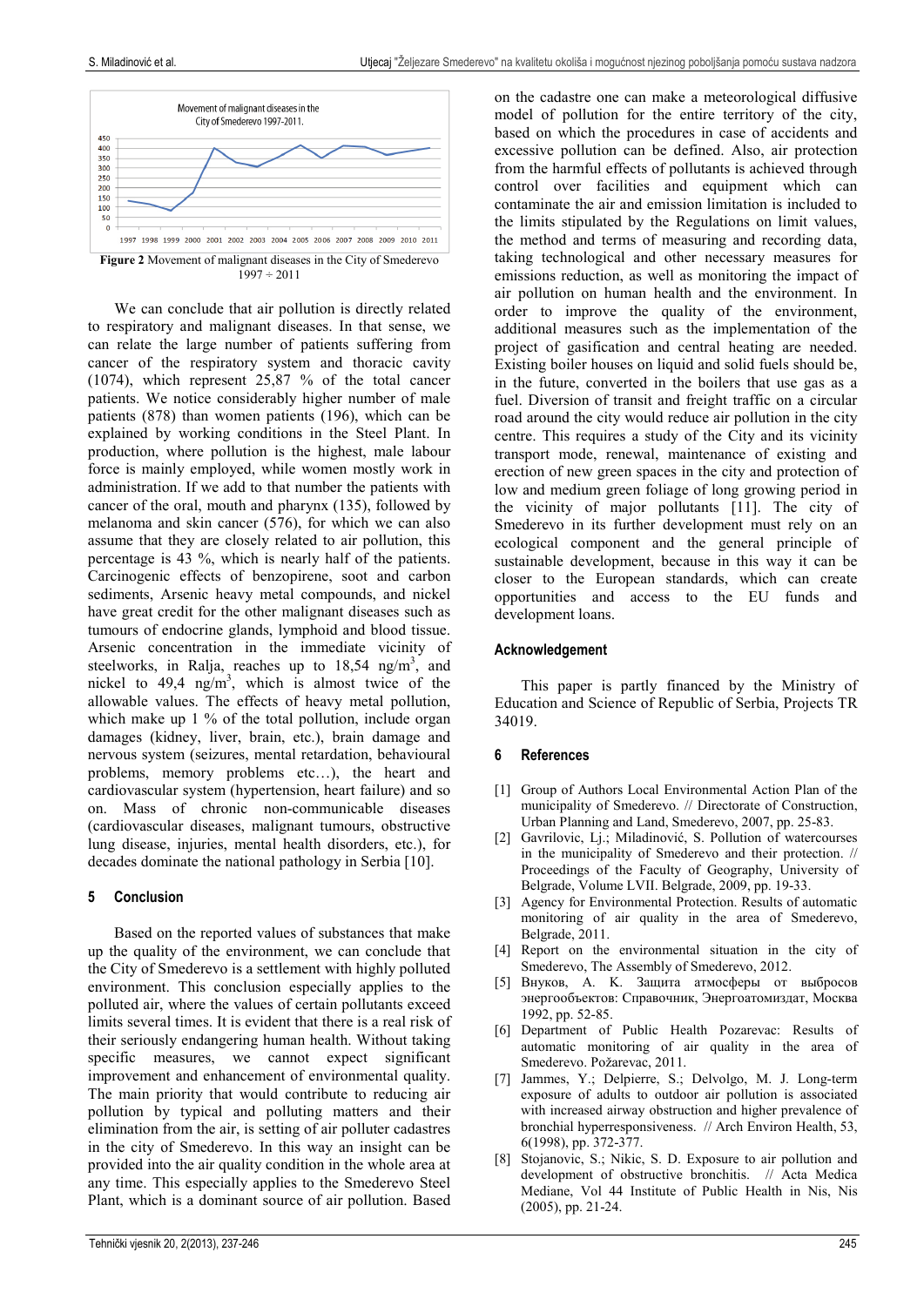Figure 2 Movement of malignant diseases in the City of Smederevo 1997 ÷ 2011

We can conclude that air pollution is directly related to respiratory and malignant diseases. In that sense, we can relate the large number of patients suffering from cancer of the respiratory system and thoracic cavity (1074), which represent 25,87 % of the total cancer patients. We notice considerably higher number of male patients (878) than women patients (196), which can be explained by working conditions in the Steel Plant. In production, where pollution is the highest, male labour force is mainly employed, while women mostly work in administration. If we add to that number the patients with cancer of the oral, mouth and pharynx (135), followed by melanoma and skin cancer (576), for which we can also assume that they are closely related to air pollution, this percentage is 43 %, which is nearly half of the patients. Carcinogenic effects of benzopirene, soot and carbon sediments, Arsenic heavy metal compounds, and nickel have great credit for the other malignant diseases such as tumours of endocrine glands, lymphoid and blood tissue. Arsenic concentration in the immediate vicinity of steelworks, in Ralja, reaches up to 18,54 ng/m$^3$, and nickel to 49,4 ng/m$^3$, which is almost twice of the allowable values. The effects of heavy metal pollution, which make up 1 % of the total pollution, include organ damages (kidney, liver, brain, etc.), brain damage and nervous system (seizures, mental retardation, behavioural problems, memory problems etc…), the heart and cardiovascular system (hypertension, heart failure) and so on. Mass of chronic non-communicable diseases (cardiovascular diseases, malignant tumours, obstructive lung disease, injuries, mental health disorders, etc.), for decades dominate the national pathology in Serbia [10].

## 5 Conclusion

Based on the reported values of substances that make up the quality of the environment, we can conclude that the City of Smederevo is a settlement with highly polluted environment. This conclusion especially applies to the polluted air, where the values of certain pollutants exceed limits several times. It is evident that there is a real risk of their seriously endangering human health. Without taking specific measures, we cannot expect significant improvement and enhancement of environmental quality. The main priority that would contribute to reducing air pollution by typical and polluting matters and their elimination from the air, is setting of air polluter cadastres in the city of Smederevo. In this way an insight can be provided into the air quality condition in the whole area at any time. This especially applies to the Smederevo Steel Plant, which is a dominant source of air pollution. Based on the cadastre one can make a meteorological diffusive model of pollution for the entire territory of the city, based on which the procedures in case of accidents and excessive pollution can be defined. Also, air protection from the harmful effects of pollutants is achieved through control over facilities and equipment which can contaminate the air and emission limitation is included to the limits stipulated by the Regulations on limit values, the method and terms of measuring and recording data, taking technological and other necessary measures for emissions reduction, as well as monitoring the impact of air pollution on human health and the environment. In order to improve the quality of the environment, additional measures such as the implementation of the project of gasification and central heating are needed. Existing boiler houses on liquid and solid fuels should be, in the future, converted in the boilers that use gas as a fuel. Diversion of transit and freight traffic on a circular road around the city would reduce air pollution in the city centre. This requires a study of the City and its vicinity transport mode, renewal, maintenance of existing and erection of new green spaces in the city and protection of low and medium green foliage of long growing period in the vicinity of major pollutants [11]. The city of Smederevo in its further development must rely on an ecological component and the general principle of sustainable development, because in this way it can be closer to the European standards, which can create opportunities and access to the EU funds and development loans.

## Acknowledgement

This paper is partly financed by the Ministry of Education and Science of Republic of Serbia, Projects TR 34019.

## 6 References

[1] Group of Authors Local Environmental Action Plan of the municipality of Smederevo. // Directorate of Construction, Urban Planning and Land, Smederevo, 2007, pp. 25-83.

[2] Gavrilovic, Lj.; Miladinović, S. Pollution of watercourses in the municipality of Smederevo and their protection. // Proceedings of the Faculty of Geography, University of Belgrade, Volume LVII. Belgrade, 2009, pp. 19-33.

[3] Agency for Environmental Protection. Results of automatic monitoring of air quality in the area of Smederevo, Belgrade, 2011.

[4] Report on the environmental situation in the city of Smederevo, The Assembly of Smederevo, 2012.

[5] Внуков, А. К. Защита атмосферы от выбросов энергообъектов: Справочник, Энергоатомиздат, Москва 1992, pp. 52-85.

[6] Department of Public Health Pozarevac: Results of automatic monitoring of air quality in the area of Smederevo. Požarevac, 2011.

[7] Jammes, Y.; Delpierre, S.; Delvolgo, M. J. Long-term exposure of adults to outdoor air pollution is associated with increased airway obstruction and higher prevalence of bronchial hyperresponsiveness. // Arch Environ Health, 53, 6(1998), pp. 372-377.

[8] Stojanovic, S.; Nikic, S. D. Exposure to air pollution and development of obstructive bronchitis. // Acta Medica Mediane, Vol 44 Institute of Public Health in Nis, Nis (2005), pp. 21-24.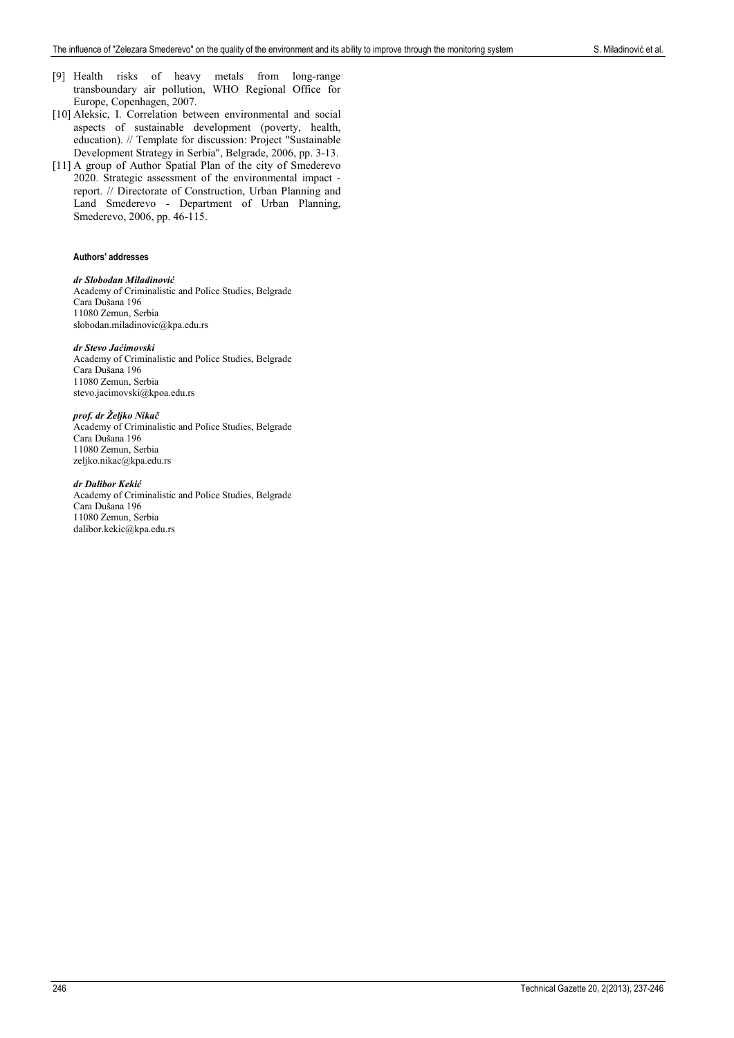[9] Health risks of heavy metals from long-range transboundary air pollution, WHO Regional Office for Europe, Copenhagen, 2007.

[10] Aleksic, I. Correlation between environmental and social aspects of sustainable development (poverty, health, education). // Template for discussion: Project "Sustainable Development Strategy in Serbia", Belgrade, 2006, pp. 3-13.

[11] A group of Author Spatial Plan of the city of Smederevo 2020. Strategic assessment of the environmental impact - report. // Directorate of Construction, Urban Planning and Land Smederevo - Department of Urban Planning, Smederevo, 2006, pp. 46-115.

#### Authors' addresses

***dr Slobodan Miladinović***
Academy of Criminalistic and Police Studies, Belgrade
Cara Dušana 196
11080 Zemun, Serbia
slobodan.miladinovic@kpa.edu.rs

***dr Stevo Jaćimovski***
Academy of Criminalistic and Police Studies, Belgrade
Cara Dušana 196
11080 Zemun, Serbia
stevo.jacimovski@kpoa.edu.rs

***prof. dr Željko Nikač***
Academy of Criminalistic and Police Studies, Belgrade
Cara Dušana 196
11080 Zemun, Serbia
zeljko.nikac@kpa.edu.rs

***dr Dalibor Kekić***
Academy of Criminalistic and Police Studies, Belgrade
Cara Dušana 196
11080 Zemun, Serbia
dalibor.kekic@kpa.edu.rs